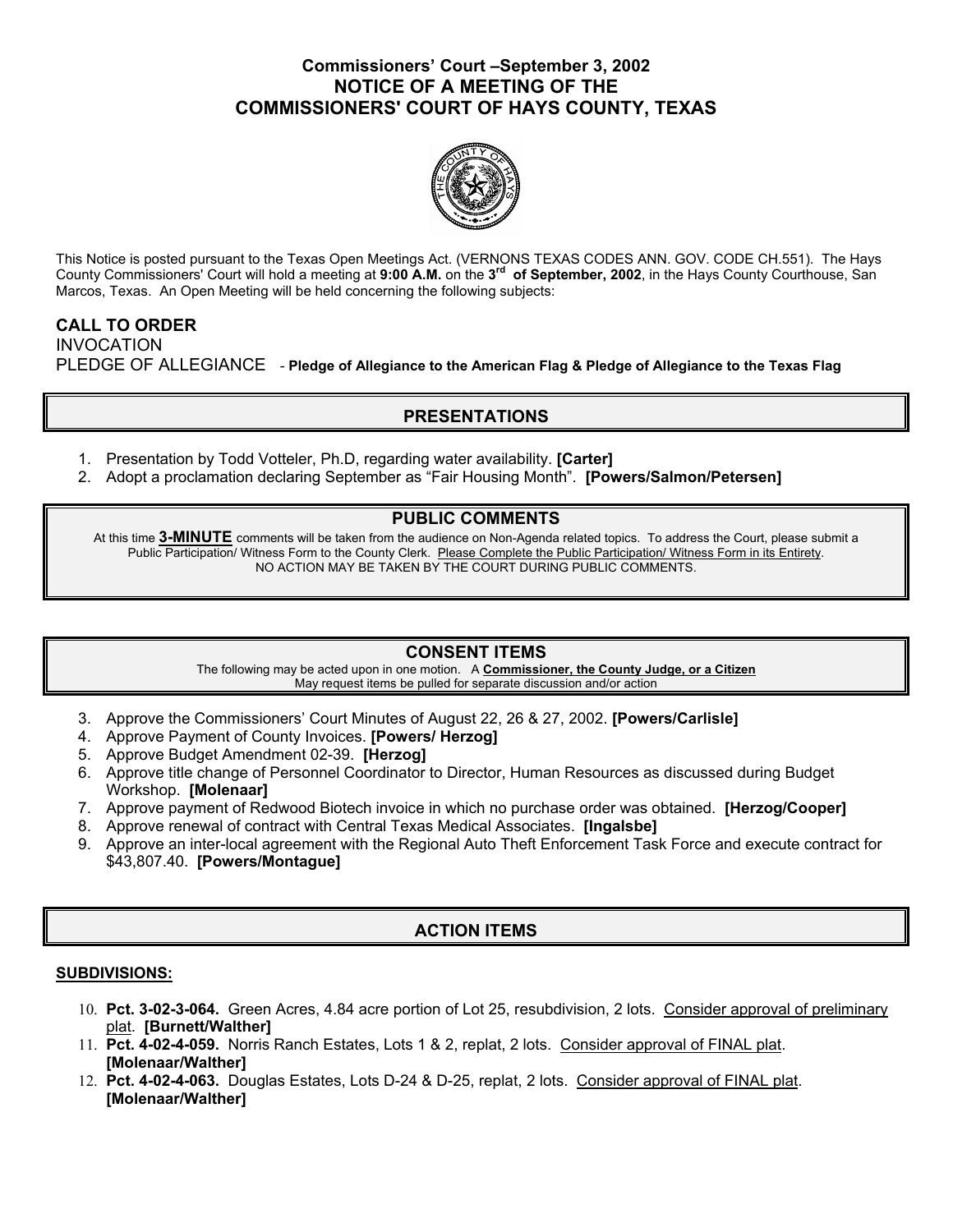# Commissioners' Court –September 3, 2002
# NOTICE OF A MEETING OF THE COMMISSIONERS' COURT OF HAYS COUNTY, TEXAS

This Notice is posted pursuant to the Texas Open Meetings Act. (VERNONS TEXAS CODES ANN. GOV. CODE CH.551). The Hays County Commissioners' Court will hold a meeting at **9:00 A.M.** on the **3rd of September, 2002**, in the Hays County Courthouse, San Marcos, Texas. An Open Meeting will be held concerning the following subjects:

**CALL TO ORDER**

INVOCATION

PLEDGE OF ALLEGIANCE - **Pledge of Allegiance to the American Flag & Pledge of Allegiance to the Texas Flag**

## PRESENTATIONS

1. Presentation by Todd Votteler, Ph.D, regarding water availability. **[Carter]**
2. Adopt a proclamation declaring September as "Fair Housing Month". **[Powers/Salmon/Petersen]**

## PUBLIC COMMENTS

At this time **3-MINUTE** comments will be taken from the audience on Non-Agenda related topics. To address the Court, please submit a Public Participation/ Witness Form to the County Clerk. Please Complete the Public Participation/ Witness Form in its Entirety. NO ACTION MAY BE TAKEN BY THE COURT DURING PUBLIC COMMENTS.

## CONSENT ITEMS

The following may be acted upon in one motion. A **Commissioner, the County Judge, or a Citizen** May request items be pulled for separate discussion and/or action

3. Approve the Commissioners' Court Minutes of August 22, 26 & 27, 2002. **[Powers/Carlisle]**
4. Approve Payment of County Invoices. **[Powers/ Herzog]**
5. Approve Budget Amendment 02-39. **[Herzog]**
6. Approve title change of Personnel Coordinator to Director, Human Resources as discussed during Budget Workshop. **[Molenaar]**
7. Approve payment of Redwood Biotech invoice in which no purchase order was obtained. **[Herzog/Cooper]**
8. Approve renewal of contract with Central Texas Medical Associates. **[Ingalsbe]**
9. Approve an inter-local agreement with the Regional Auto Theft Enforcement Task Force and execute contract for $43,807.40. **[Powers/Montague]**

## ACTION ITEMS

**SUBDIVISIONS:**

10. **Pct. 3-02-3-064.** Green Acres, 4.84 acre portion of Lot 25, resubdivision, 2 lots. Consider approval of preliminary plat. **[Burnett/Walther]**
11. **Pct. 4-02-4-059.** Norris Ranch Estates, Lots 1 & 2, replat, 2 lots. Consider approval of FINAL plat. **[Molenaar/Walther]**
12. **Pct. 4-02-4-063.** Douglas Estates, Lots D-24 & D-25, replat, 2 lots. Consider approval of FINAL plat. **[Molenaar/Walther]**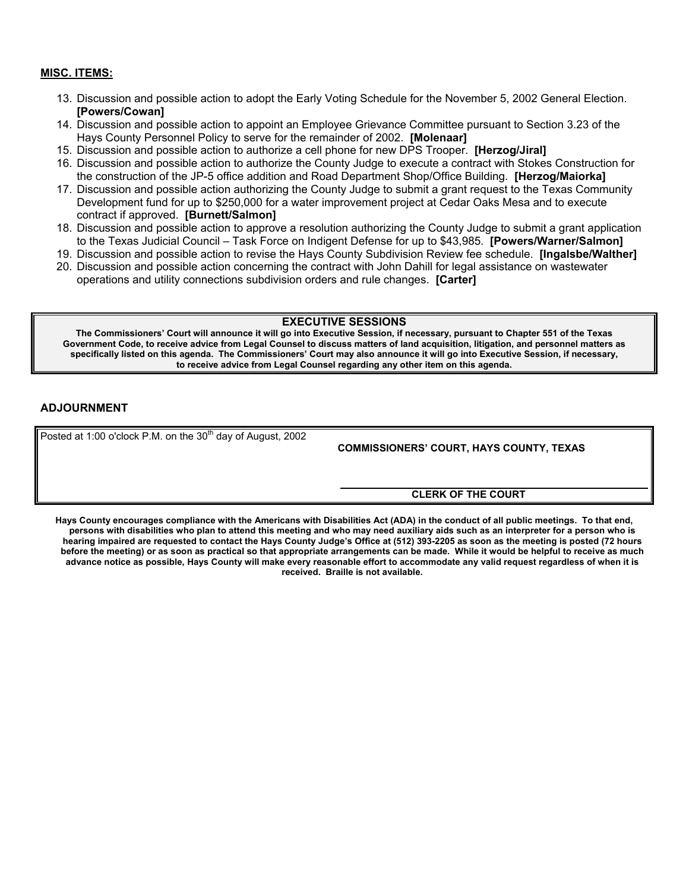**MISC. ITEMS:**

13. Discussion and possible action to adopt the Early Voting Schedule for the November 5, 2002 General Election. **[Powers/Cowan]**
14. Discussion and possible action to appoint an Employee Grievance Committee pursuant to Section 3.23 of the Hays County Personnel Policy to serve for the remainder of 2002. **[Molenaar]**
15. Discussion and possible action to authorize a cell phone for new DPS Trooper. **[Herzog/Jiral]**
16. Discussion and possible action to authorize the County Judge to execute a contract with Stokes Construction for the construction of the JP-5 office addition and Road Department Shop/Office Building. **[Herzog/Maiorka]**
17. Discussion and possible action authorizing the County Judge to submit a grant request to the Texas Community Development fund for up to $250,000 for a water improvement project at Cedar Oaks Mesa and to execute contract if approved. **[Burnett/Salmon]**
18. Discussion and possible action to approve a resolution authorizing the County Judge to submit a grant application to the Texas Judicial Council – Task Force on Indigent Defense for up to $43,985. **[Powers/Warner/Salmon]**
19. Discussion and possible action to revise the Hays County Subdivision Review fee schedule. **[Ingalsbe/Walther]**
20. Discussion and possible action concerning the contract with John Dahill for legal assistance on wastewater operations and utility connections subdivision orders and rule changes. **[Carter]**

**EXECUTIVE SESSIONS**

**The Commissioners' Court will announce it will go into Executive Session, if necessary, pursuant to Chapter 551 of the Texas Government Code, to receive advice from Legal Counsel to discuss matters of land acquisition, litigation, and personnel matters as specifically listed on this agenda. The Commissioners' Court may also announce it will go into Executive Session, if necessary, to receive advice from Legal Counsel regarding any other item on this agenda.**

**ADJOURNMENT**

Posted at 1:00 o'clock P.M. on the 30th day of August, 2002

**COMMISSIONERS' COURT, HAYS COUNTY, TEXAS**

**CLERK OF THE COURT**

**Hays County encourages compliance with the Americans with Disabilities Act (ADA) in the conduct of all public meetings. To that end, persons with disabilities who plan to attend this meeting and who may need auxiliary aids such as an interpreter for a person who is hearing impaired are requested to contact the Hays County Judge's Office at (512) 393-2205 as soon as the meeting is posted (72 hours before the meeting) or as soon as practical so that appropriate arrangements can be made. While it would be helpful to receive as much advance notice as possible, Hays County will make every reasonable effort to accommodate any valid request regardless of when it is received. Braille is not available.**